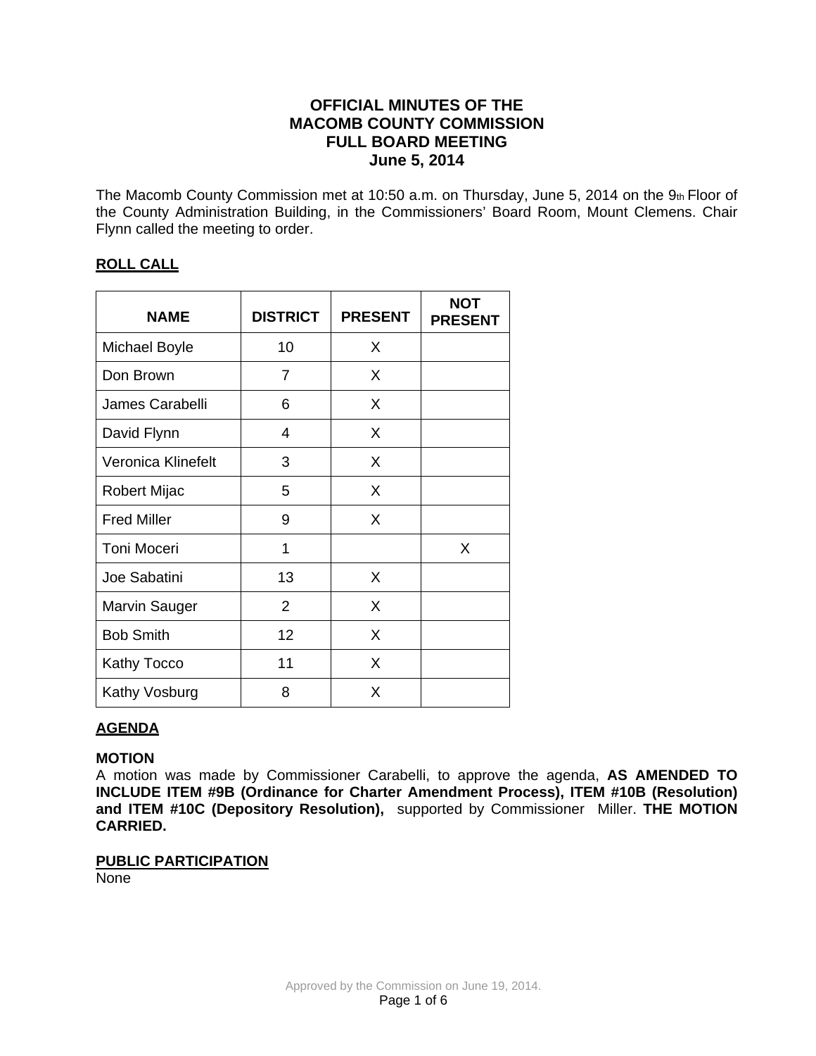# OFFICIAL MINUTES OF THE MACOMB COUNTY COMMISSION FULL BOARD MEETING June 5, 2014

The Macomb County Commission met at 10:50 a.m. on Thursday, June 5, 2014 on the 9th Floor of the County Administration Building, in the Commissioners' Board Room, Mount Clemens. Chair Flynn called the meeting to order.

## ROLL CALL

| NAME | DISTRICT | PRESENT | NOT PRESENT |
|---|---|---|---|
| Michael Boyle | 10 | X | |
| Don Brown | 7 | X | |
| James Carabelli | 6 | X | |
| David Flynn | 4 | X | |
| Veronica Klinefelt | 3 | X | |
| Robert Mijac | 5 | X | |
| Fred Miller | 9 | X | |
| Toni Moceri | 1 | | X |
| Joe Sabatini | 13 | X | |
| Marvin Sauger | 2 | X | |
| Bob Smith | 12 | X | |
| Kathy Tocco | 11 | X | |
| Kathy Vosburg | 8 | X | |

## AGENDA

**MOTION**

A motion was made by Commissioner Carabelli, to approve the agenda, **AS AMENDED TO INCLUDE ITEM #9B (Ordinance for Charter Amendment Process), ITEM #10B (Resolution) and ITEM #10C (Depository Resolution),** supported by Commissioner Miller. **THE MOTION CARRIED.**

## PUBLIC PARTICIPATION

None

Approved by the Commission on June 19, 2014.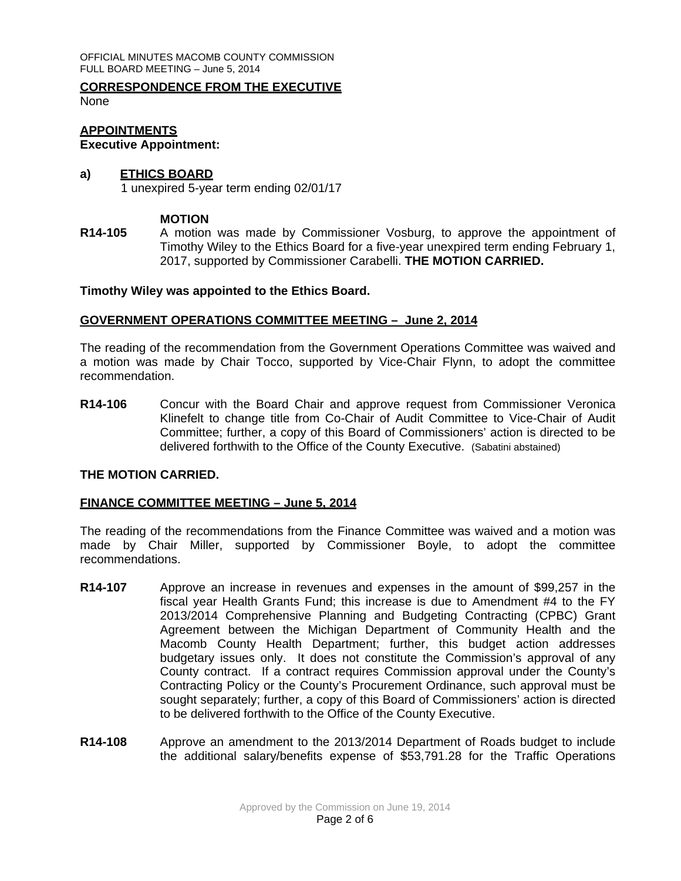**CORRESPONDENCE FROM THE EXECUTIVE**

None

**APPOINTMENTS**

**Executive Appointment:**

**a) ETHICS BOARD**

1 unexpired 5-year term ending 02/01/17

**MOTION**

**R14-105** A motion was made by Commissioner Vosburg, to approve the appointment of Timothy Wiley to the Ethics Board for a five-year unexpired term ending February 1, 2017, supported by Commissioner Carabelli. **THE MOTION CARRIED.**

**Timothy Wiley was appointed to the Ethics Board.**

**GOVERNMENT OPERATIONS COMMITTEE MEETING – June 2, 2014**

The reading of the recommendation from the Government Operations Committee was waived and a motion was made by Chair Tocco, supported by Vice-Chair Flynn, to adopt the committee recommendation.

**R14-106** Concur with the Board Chair and approve request from Commissioner Veronica Klinefelt to change title from Co-Chair of Audit Committee to Vice-Chair of Audit Committee; further, a copy of this Board of Commissioners' action is directed to be delivered forthwith to the Office of the County Executive. (Sabatini abstained)

**THE MOTION CARRIED.**

**FINANCE COMMITTEE MEETING – June 5, 2014**

The reading of the recommendations from the Finance Committee was waived and a motion was made by Chair Miller, supported by Commissioner Boyle, to adopt the committee recommendations.

**R14-107** Approve an increase in revenues and expenses in the amount of $99,257 in the fiscal year Health Grants Fund; this increase is due to Amendment #4 to the FY 2013/2014 Comprehensive Planning and Budgeting Contracting (CPBC) Grant Agreement between the Michigan Department of Community Health and the Macomb County Health Department; further, this budget action addresses budgetary issues only. It does not constitute the Commission's approval of any County contract. If a contract requires Commission approval under the County's Contracting Policy or the County's Procurement Ordinance, such approval must be sought separately; further, a copy of this Board of Commissioners' action is directed to be delivered forthwith to the Office of the County Executive.

**R14-108** Approve an amendment to the 2013/2014 Department of Roads budget to include the additional salary/benefits expense of $53,791.28 for the Traffic Operations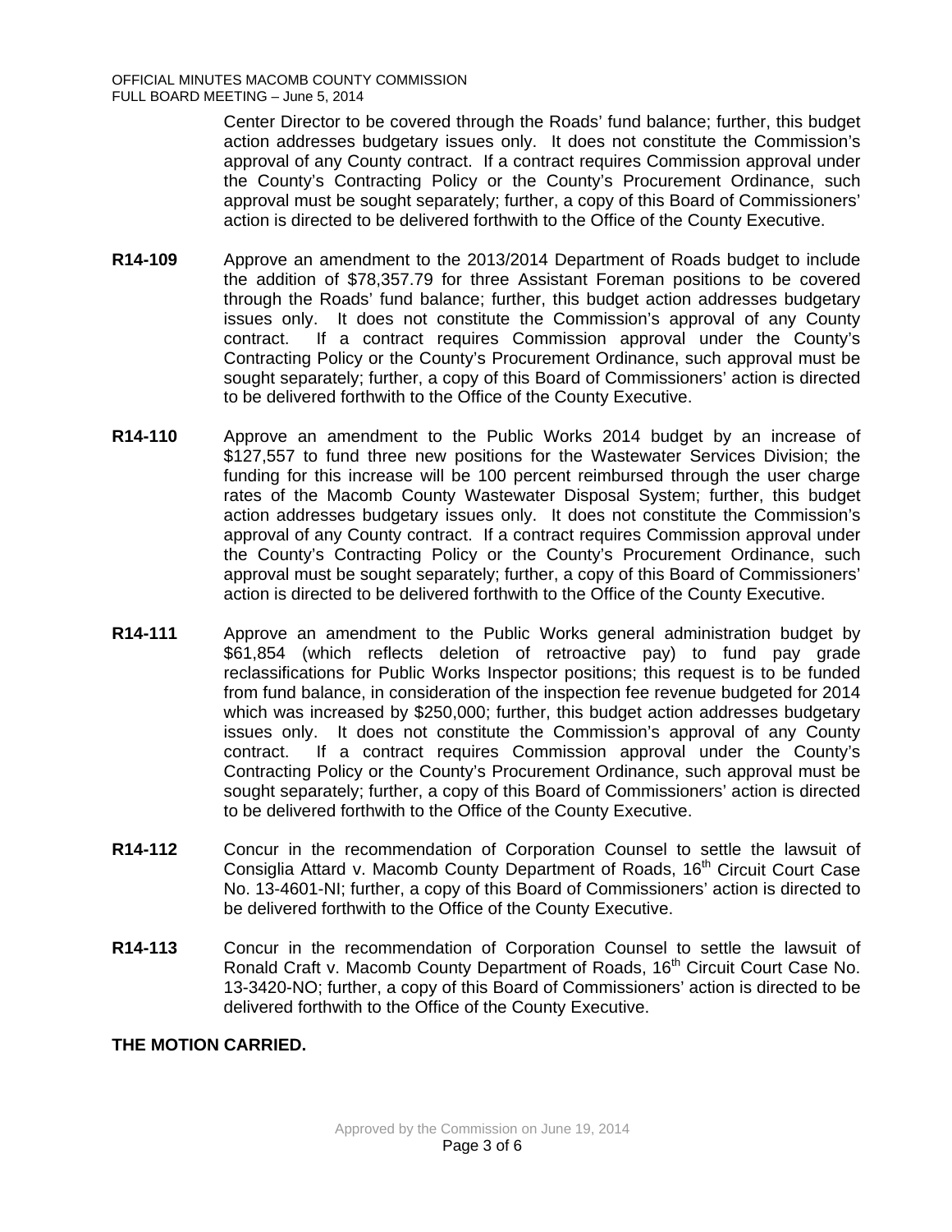Center Director to be covered through the Roads' fund balance; further, this budget action addresses budgetary issues only. It does not constitute the Commission's approval of any County contract. If a contract requires Commission approval under the County's Contracting Policy or the County's Procurement Ordinance, such approval must be sought separately; further, a copy of this Board of Commissioners' action is directed to be delivered forthwith to the Office of the County Executive.

**R14-109** Approve an amendment to the 2013/2014 Department of Roads budget to include the addition of $78,357.79 for three Assistant Foreman positions to be covered through the Roads' fund balance; further, this budget action addresses budgetary issues only. It does not constitute the Commission's approval of any County contract. If a contract requires Commission approval under the County's Contracting Policy or the County's Procurement Ordinance, such approval must be sought separately; further, a copy of this Board of Commissioners' action is directed to be delivered forthwith to the Office of the County Executive.

**R14-110** Approve an amendment to the Public Works 2014 budget by an increase of $127,557 to fund three new positions for the Wastewater Services Division; the funding for this increase will be 100 percent reimbursed through the user charge rates of the Macomb County Wastewater Disposal System; further, this budget action addresses budgetary issues only. It does not constitute the Commission's approval of any County contract. If a contract requires Commission approval under the County's Contracting Policy or the County's Procurement Ordinance, such approval must be sought separately; further, a copy of this Board of Commissioners' action is directed to be delivered forthwith to the Office of the County Executive.

**R14-111** Approve an amendment to the Public Works general administration budget by $61,854 (which reflects deletion of retroactive pay) to fund pay grade reclassifications for Public Works Inspector positions; this request is to be funded from fund balance, in consideration of the inspection fee revenue budgeted for 2014 which was increased by $250,000; further, this budget action addresses budgetary issues only. It does not constitute the Commission's approval of any County contract. If a contract requires Commission approval under the County's Contracting Policy or the County's Procurement Ordinance, such approval must be sought separately; further, a copy of this Board of Commissioners' action is directed to be delivered forthwith to the Office of the County Executive.

**R14-112** Concur in the recommendation of Corporation Counsel to settle the lawsuit of Consiglia Attard v. Macomb County Department of Roads, 16th Circuit Court Case No. 13-4601-NI; further, a copy of this Board of Commissioners' action is directed to be delivered forthwith to the Office of the County Executive.

**R14-113** Concur in the recommendation of Corporation Counsel to settle the lawsuit of Ronald Craft v. Macomb County Department of Roads, 16th Circuit Court Case No. 13-3420-NO; further, a copy of this Board of Commissioners' action is directed to be delivered forthwith to the Office of the County Executive.

**THE MOTION CARRIED.**

Approved by the Commission on June 19, 2014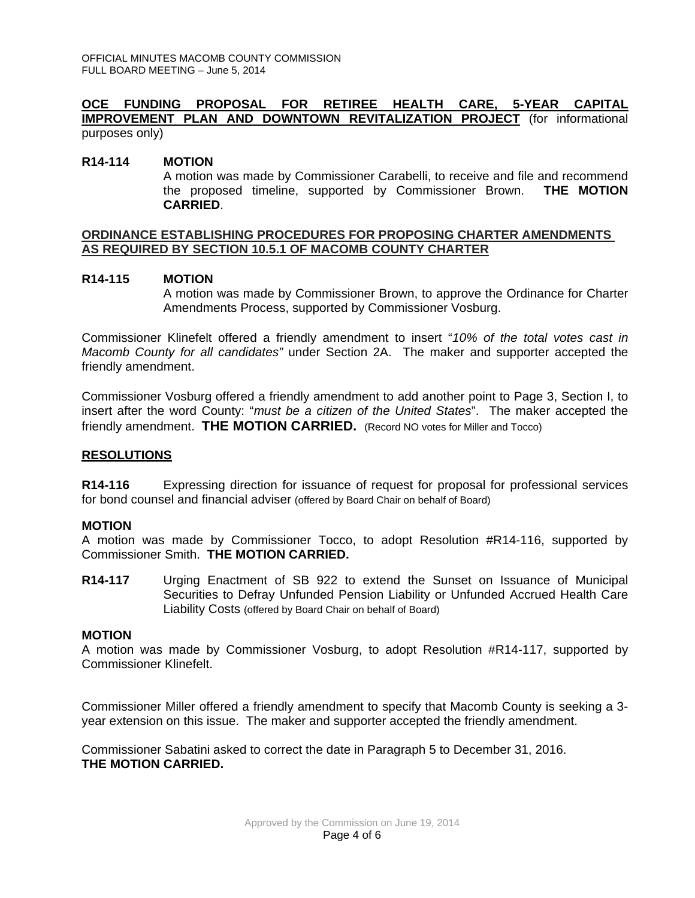**OCE FUNDING PROPOSAL FOR RETIREE HEALTH CARE, 5-YEAR CAPITAL IMPROVEMENT PLAN AND DOWNTOWN REVITALIZATION PROJECT** (for informational purposes only)

**R14-114 MOTION**

A motion was made by Commissioner Carabelli, to receive and file and recommend the proposed timeline, supported by Commissioner Brown. **THE MOTION CARRIED**.

**ORDINANCE ESTABLISHING PROCEDURES FOR PROPOSING CHARTER AMENDMENTS AS REQUIRED BY SECTION 10.5.1 OF MACOMB COUNTY CHARTER**

**R14-115 MOTION**

A motion was made by Commissioner Brown, to approve the Ordinance for Charter Amendments Process, supported by Commissioner Vosburg.

Commissioner Klinefelt offered a friendly amendment to insert "*10% of the total votes cast in Macomb County for all candidates"* under Section 2A. The maker and supporter accepted the friendly amendment.

Commissioner Vosburg offered a friendly amendment to add another point to Page 3, Section I, to insert after the word County: "*must be a citizen of the United States*". The maker accepted the friendly amendment. **THE MOTION CARRIED.** (Record NO votes for Miller and Tocco)

**RESOLUTIONS**

**R14-116** Expressing direction for issuance of request for proposal for professional services for bond counsel and financial adviser (offered by Board Chair on behalf of Board)

**MOTION**

A motion was made by Commissioner Tocco, to adopt Resolution #R14-116, supported by Commissioner Smith. **THE MOTION CARRIED.**

**R14-117** Urging Enactment of SB 922 to extend the Sunset on Issuance of Municipal Securities to Defray Unfunded Pension Liability or Unfunded Accrued Health Care Liability Costs (offered by Board Chair on behalf of Board)

**MOTION**

A motion was made by Commissioner Vosburg, to adopt Resolution #R14-117, supported by Commissioner Klinefelt.

Commissioner Miller offered a friendly amendment to specify that Macomb County is seeking a 3-year extension on this issue. The maker and supporter accepted the friendly amendment.

Commissioner Sabatini asked to correct the date in Paragraph 5 to December 31, 2016.
**THE MOTION CARRIED.**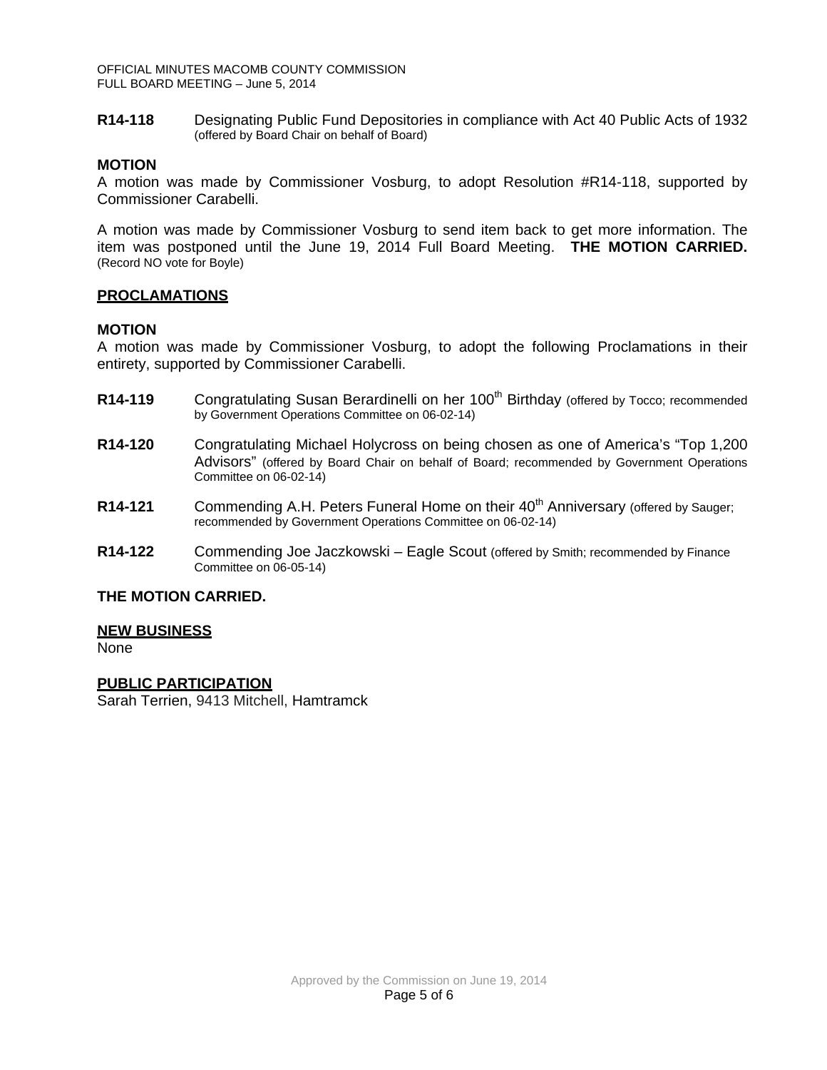**R14-118** Designating Public Fund Depositories in compliance with Act 40 Public Acts of 1932 (offered by Board Chair on behalf of Board)

**MOTION**

A motion was made by Commissioner Vosburg, to adopt Resolution #R14-118, supported by Commissioner Carabelli.

A motion was made by Commissioner Vosburg to send item back to get more information. The item was postponed until the June 19, 2014 Full Board Meeting. **THE MOTION CARRIED.** (Record NO vote for Boyle)

## PROCLAMATIONS

**MOTION**

A motion was made by Commissioner Vosburg, to adopt the following Proclamations in their entirety, supported by Commissioner Carabelli.

**R14-119** Congratulating Susan Berardinelli on her 100th Birthday (offered by Tocco; recommended by Government Operations Committee on 06-02-14)

**R14-120** Congratulating Michael Holycross on being chosen as one of America's "Top 1,200 Advisors" (offered by Board Chair on behalf of Board; recommended by Government Operations Committee on 06-02-14)

**R14-121** Commending A.H. Peters Funeral Home on their 40th Anniversary (offered by Sauger; recommended by Government Operations Committee on 06-02-14)

**R14-122** Commending Joe Jaczkowski – Eagle Scout (offered by Smith; recommended by Finance Committee on 06-05-14)

**THE MOTION CARRIED.**

## NEW BUSINESS

None

## PUBLIC PARTICIPATION

Sarah Terrien, 9413 Mitchell, Hamtramck

Approved by the Commission on June 19, 2014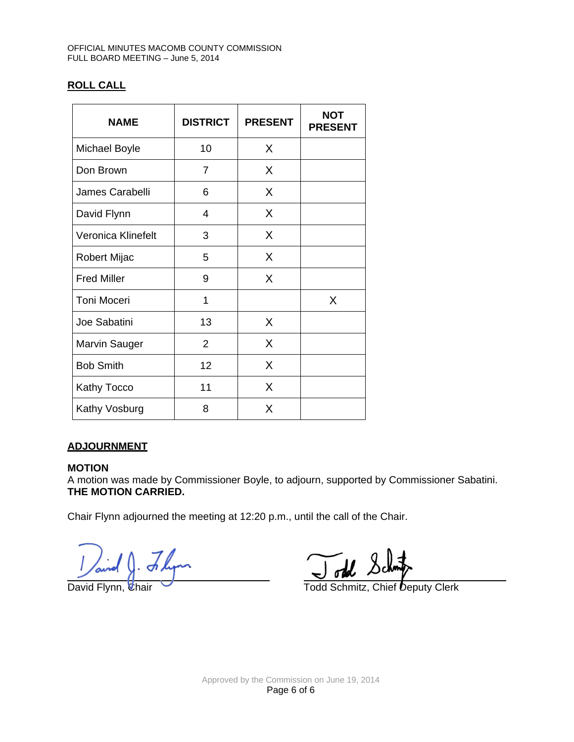## ROLL CALL

| NAME | DISTRICT | PRESENT | NOT PRESENT |
|---|---|---|---|
| Michael Boyle | 10 | X | |
| Don Brown | 7 | X | |
| James Carabelli | 6 | X | |
| David Flynn | 4 | X | |
| Veronica Klinefelt | 3 | X | |
| Robert Mijac | 5 | X | |
| Fred Miller | 9 | X | |
| Toni Moceri | 1 | | X |
| Joe Sabatini | 13 | X | |
| Marvin Sauger | 2 | X | |
| Bob Smith | 12 | X | |
| Kathy Tocco | 11 | X | |
| Kathy Vosburg | 8 | X | |

## ADJOURNMENT

**MOTION**

A motion was made by Commissioner Boyle, to adjourn, supported by Commissioner Sabatini.
**THE MOTION CARRIED.**

Chair Flynn adjourned the meeting at 12:20 p.m., until the call of the Chair.

David Flynn, Chair

Todd Schmitz, Chief Deputy Clerk

Approved by the Commission on June 19, 2014